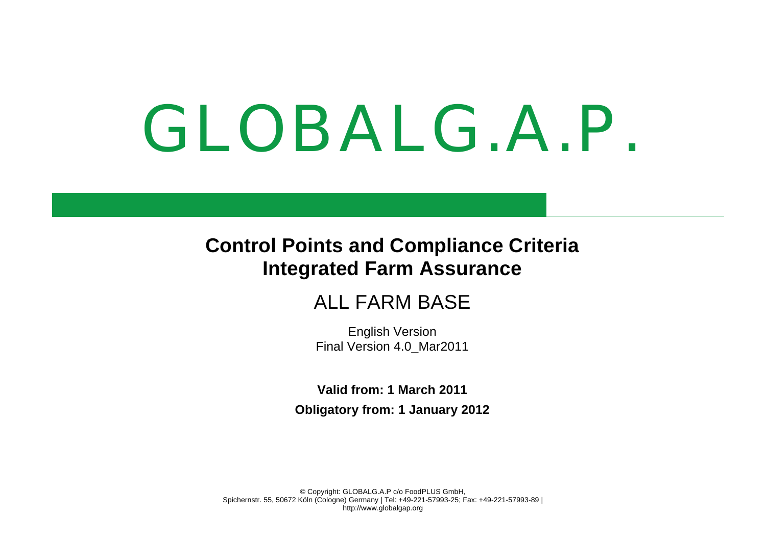# GLOBALG.A.P.

## Control Points and Compliance Criteria
## Integrated Farm Assurance

### ALL FARM BASE

English Version
Final Version 4.0_Mar2011

**Valid from: 1 March 2011**

**Obligatory from: 1 January 2012**

© Copyright: GLOBALG.A.P c/o FoodPLUS GmbH,
Spichernstr. 55, 50672 Köln (Cologne) Germany | Tel: +49-221-57993-25; Fax: +49-221-57993-89 |
http://www.globalgap.org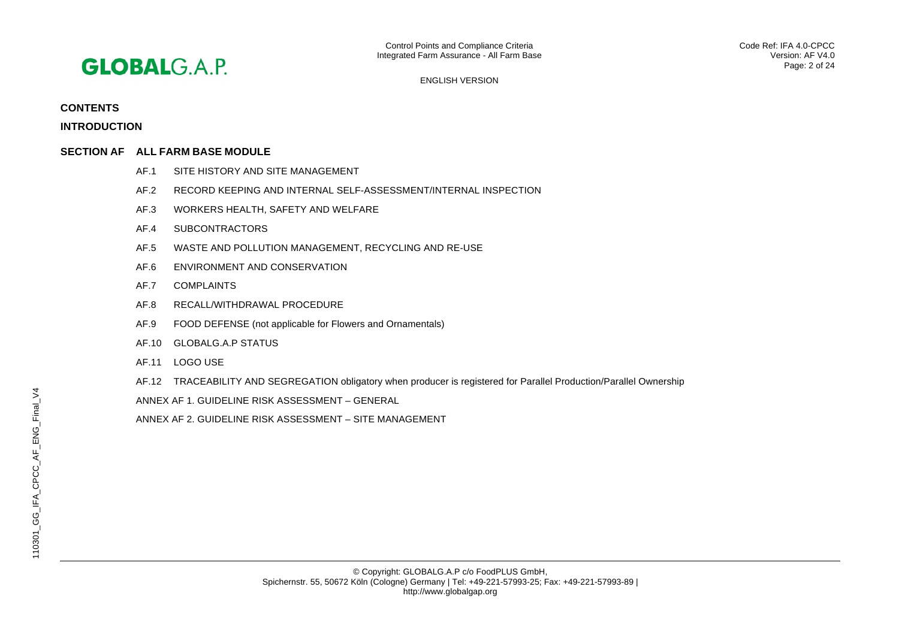## CONTENTS

## INTRODUCTION

## SECTION AF ALL FARM BASE MODULE

- AF.1 SITE HISTORY AND SITE MANAGEMENT
- AF.2 RECORD KEEPING AND INTERNAL SELF-ASSESSMENT/INTERNAL INSPECTION
- AF.3 WORKERS HEALTH, SAFETY AND WELFARE
- AF.4 SUBCONTRACTORS
- AF.5 WASTE AND POLLUTION MANAGEMENT, RECYCLING AND RE-USE
- AF.6 ENVIRONMENT AND CONSERVATION
- AF.7 COMPLAINTS
- AF.8 RECALL/WITHDRAWAL PROCEDURE
- AF.9 FOOD DEFENSE (not applicable for Flowers and Ornamentals)
- AF.10 GLOBALG.A.P STATUS
- AF.11 LOGO USE
- AF.12 TRACEABILITY AND SEGREGATION obligatory when producer is registered for Parallel Production/Parallel Ownership

ANNEX AF 1. GUIDELINE RISK ASSESSMENT – GENERAL

ANNEX AF 2. GUIDELINE RISK ASSESSMENT – SITE MANAGEMENT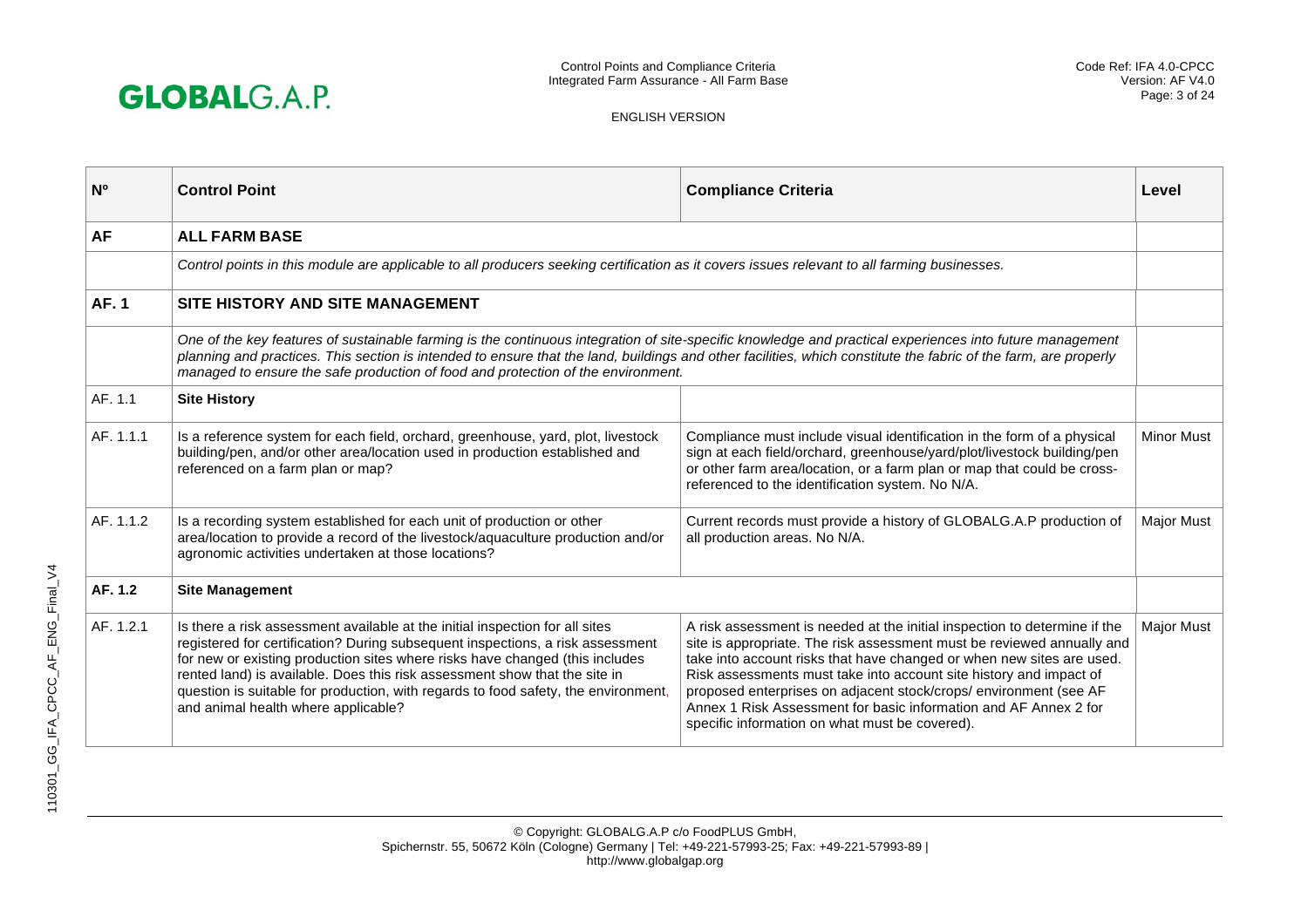| Nº | Control Point | Compliance Criteria | Level |
|---|---|---|---|
| **AF** | **ALL FARM BASE** | | |
| | *Control points in this module are applicable to all producers seeking certification as it covers issues relevant to all farming businesses.* | | |
| **AF. 1** | **SITE HISTORY AND SITE MANAGEMENT** | | |
| | *One of the key features of sustainable farming is the continuous integration of site-specific knowledge and practical experiences into future management planning and practices. This section is intended to ensure that the land, buildings and other facilities, which constitute the fabric of the farm, are properly managed to ensure the safe production of food and protection of the environment.* | | |
| AF. 1.1 | **Site History** | | |
| AF. 1.1.1 | Is a reference system for each field, orchard, greenhouse, yard, plot, livestock building/pen, and/or other area/location used in production established and referenced on a farm plan or map? | Compliance must include visual identification in the form of a physical sign at each field/orchard, greenhouse/yard/plot/livestock building/pen or other farm area/location, or a farm plan or map that could be cross-referenced to the identification system. No N/A. | Minor Must |
| AF. 1.1.2 | Is a recording system established for each unit of production or other area/location to provide a record of the livestock/aquaculture production and/or agronomic activities undertaken at those locations? | Current records must provide a history of GLOBALG.A.P production of all production areas. No N/A. | Major Must |
| **AF. 1.2** | **Site Management** | | |
| AF. 1.2.1 | Is there a risk assessment available at the initial inspection for all sites registered for certification? During subsequent inspections, a risk assessment for new or existing production sites where risks have changed (this includes rented land) is available. Does this risk assessment show that the site in question is suitable for production, with regards to food safety, the environment, and animal health where applicable? | A risk assessment is needed at the initial inspection to determine if the site is appropriate. The risk assessment must be reviewed annually and take into account risks that have changed or when new sites are used. Risk assessments must take into account site history and impact of proposed enterprises on adjacent stock/crops/ environment (see AF Annex 1 Risk Assessment for basic information and AF Annex 2 for specific information on what must be covered). | Major Must |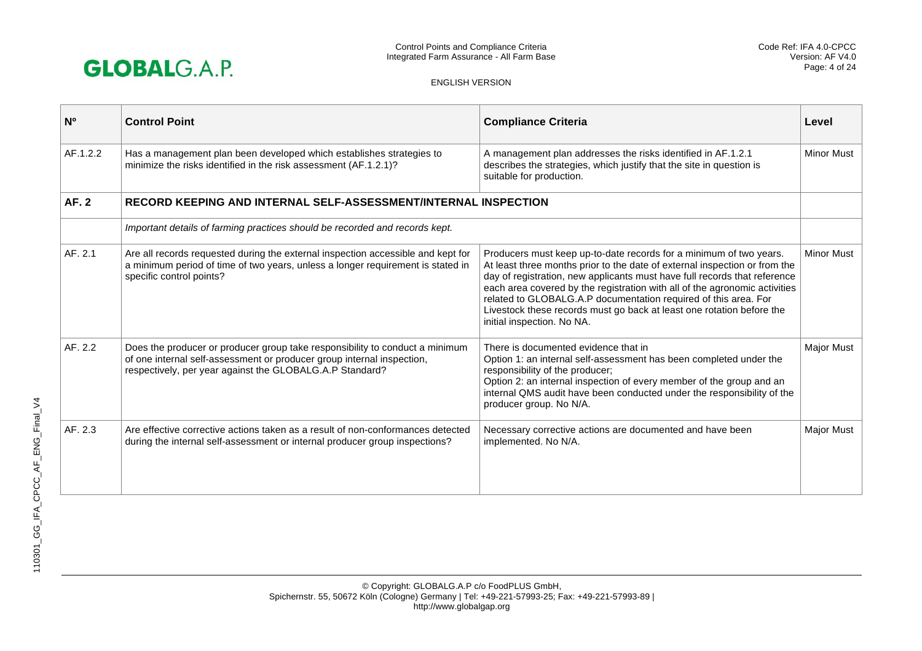| Nº | Control Point | Compliance Criteria | Level |
|---|---|---|---|
| AF.1.2.2 | Has a management plan been developed which establishes strategies to minimize the risks identified in the risk assessment (AF.1.2.1)? | A management plan addresses the risks identified in AF.1.2.1 describes the strategies, which justify that the site in question is suitable for production. | Minor Must |
| **AF. 2** | **RECORD KEEPING AND INTERNAL SELF-ASSESSMENT/INTERNAL INSPECTION** | | |
| | *Important details of farming practices should be recorded and records kept.* | | |
| AF. 2.1 | Are all records requested during the external inspection accessible and kept for a minimum period of time of two years, unless a longer requirement is stated in specific control points? | Producers must keep up-to-date records for a minimum of two years. At least three months prior to the date of external inspection or from the day of registration, new applicants must have full records that reference each area covered by the registration with all of the agronomic activities related to GLOBALG.A.P documentation required of this area. For Livestock these records must go back at least one rotation before the initial inspection. No NA. | Minor Must |
| AF. 2.2 | Does the producer or producer group take responsibility to conduct a minimum of one internal self-assessment or producer group internal inspection, respectively, per year against the GLOBALG.A.P Standard? | There is documented evidence that in<br>Option 1: an internal self-assessment has been completed under the responsibility of the producer;<br>Option 2: an internal inspection of every member of the group and an internal QMS audit have been conducted under the responsibility of the producer group. No N/A. | Major Must |
| AF. 2.3 | Are effective corrective actions taken as a result of non-conformances detected during the internal self-assessment or internal producer group inspections? | Necessary corrective actions are documented and have been implemented. No N/A. | Major Must |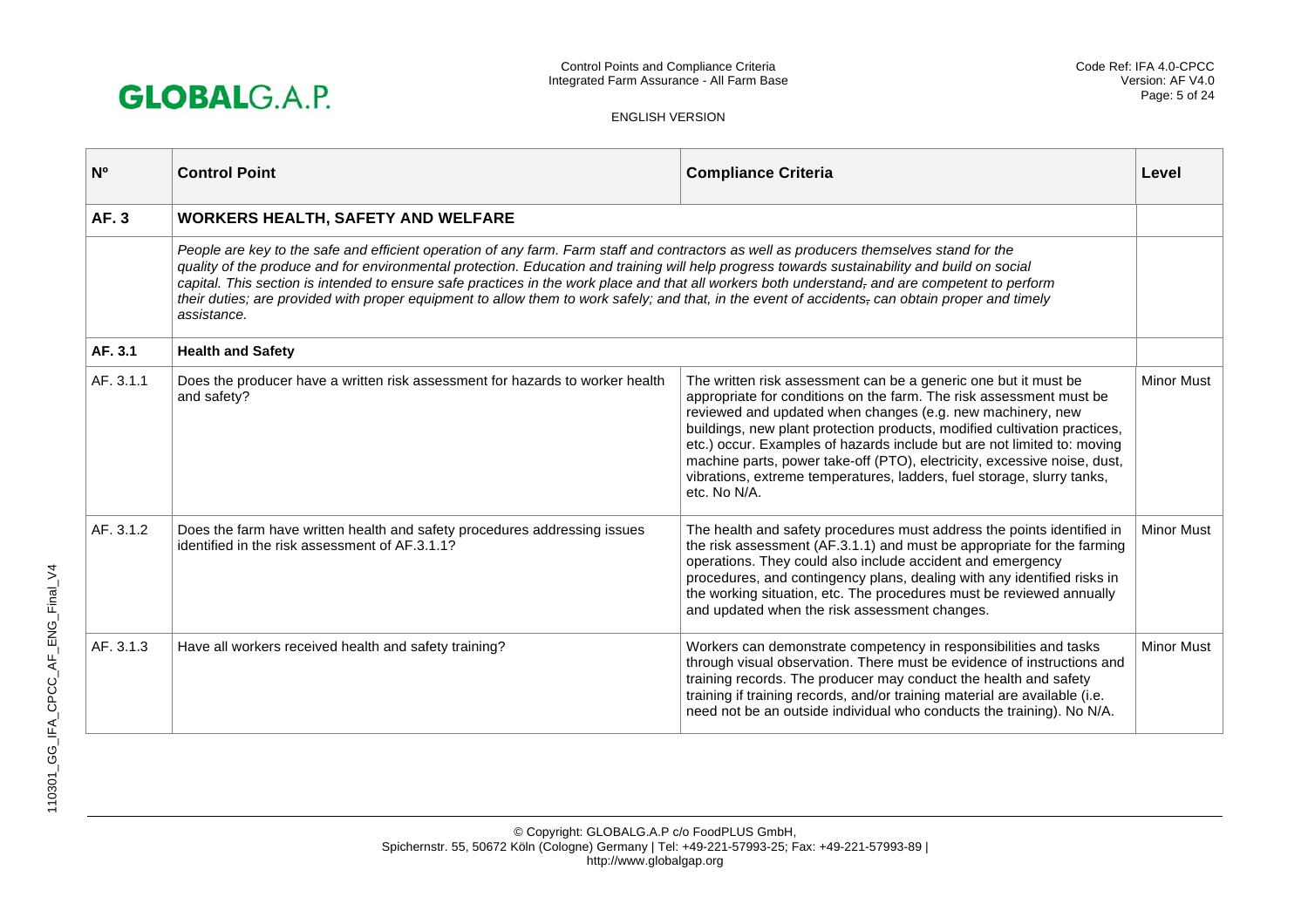| Nº | Control Point | Compliance Criteria | Level |
|---|---|---|---|
| **AF. 3** | **WORKERS HEALTH, SAFETY AND WELFARE** | | |
| | *People are key to the safe and efficient operation of any farm. Farm staff and contractors as well as producers themselves stand for the quality of the produce and for environmental protection. Education and training will help progress towards sustainability and build on social capital. This section is intended to ensure safe practices in the work place and that all workers both understand, and are competent to perform their duties; are provided with proper equipment to allow them to work safely; and that, in the event of accidents, can obtain proper and timely assistance.* | | |
| **AF. 3.1** | **Health and Safety** | | |
| AF. 3.1.1 | Does the producer have a written risk assessment for hazards to worker health and safety? | The written risk assessment can be a generic one but it must be appropriate for conditions on the farm. The risk assessment must be reviewed and updated when changes (e.g. new machinery, new buildings, new plant protection products, modified cultivation practices, etc.) occur. Examples of hazards include but are not limited to: moving machine parts, power take-off (PTO), electricity, excessive noise, dust, vibrations, extreme temperatures, ladders, fuel storage, slurry tanks, etc. No N/A. | Minor Must |
| AF. 3.1.2 | Does the farm have written health and safety procedures addressing issues identified in the risk assessment of AF.3.1.1? | The health and safety procedures must address the points identified in the risk assessment (AF.3.1.1) and must be appropriate for the farming operations. They could also include accident and emergency procedures, and contingency plans, dealing with any identified risks in the working situation, etc. The procedures must be reviewed annually and updated when the risk assessment changes. | Minor Must |
| AF. 3.1.3 | Have all workers received health and safety training? | Workers can demonstrate competency in responsibilities and tasks through visual observation. There must be evidence of instructions and training records. The producer may conduct the health and safety training if training records, and/or training material are available (i.e. need not be an outside individual who conducts the training). No N/A. | Minor Must |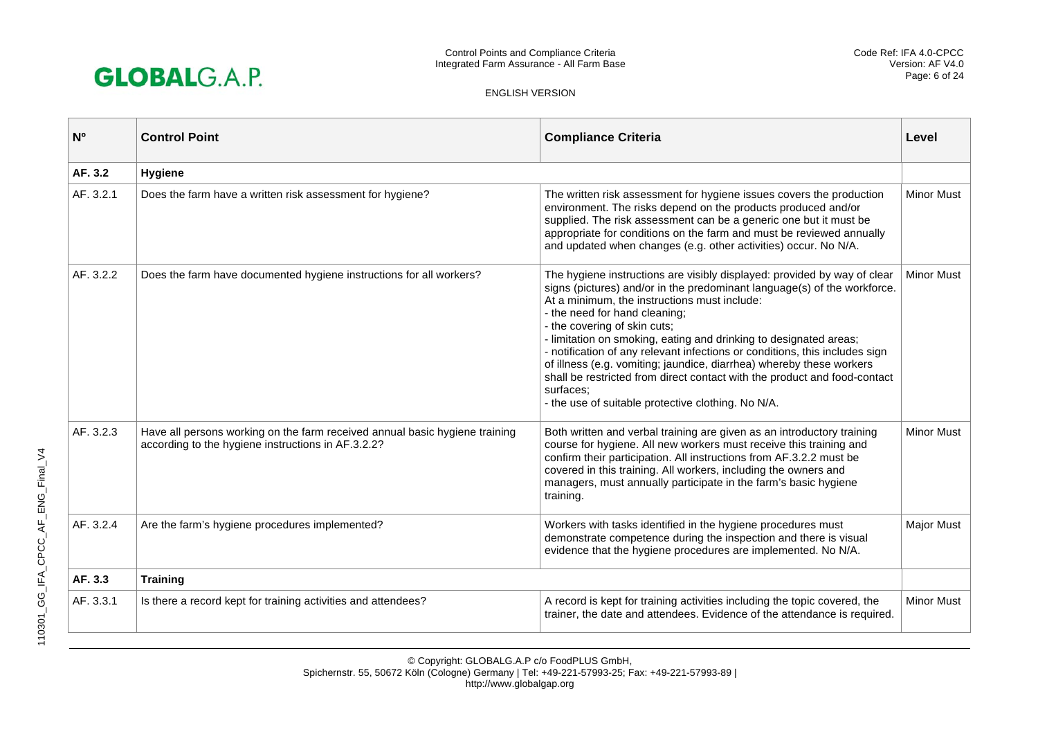| Nº | Control Point | Compliance Criteria | Level |
|---|---|---|---|
| **AF. 3.2** | **Hygiene** | | |
| AF. 3.2.1 | Does the farm have a written risk assessment for hygiene? | The written risk assessment for hygiene issues covers the production environment. The risks depend on the products produced and/or supplied. The risk assessment can be a generic one but it must be appropriate for conditions on the farm and must be reviewed annually and updated when changes (e.g. other activities) occur. No N/A. | Minor Must |
| AF. 3.2.2 | Does the farm have documented hygiene instructions for all workers? | The hygiene instructions are visibly displayed: provided by way of clear signs (pictures) and/or in the predominant language(s) of the workforce. At a minimum, the instructions must include:<br>- the need for hand cleaning;<br>- the covering of skin cuts;<br>- limitation on smoking, eating and drinking to designated areas;<br>- notification of any relevant infections or conditions, this includes sign of illness (e.g. vomiting; jaundice, diarrhea) whereby these workers shall be restricted from direct contact with the product and food-contact surfaces;<br>- the use of suitable protective clothing. No N/A. | Minor Must |
| AF. 3.2.3 | Have all persons working on the farm received annual basic hygiene training according to the hygiene instructions in AF.3.2.2? | Both written and verbal training are given as an introductory training course for hygiene. All new workers must receive this training and confirm their participation. All instructions from AF.3.2.2 must be covered in this training. All workers, including the owners and managers, must annually participate in the farm's basic hygiene training. | Minor Must |
| AF. 3.2.4 | Are the farm's hygiene procedures implemented? | Workers with tasks identified in the hygiene procedures must demonstrate competence during the inspection and there is visual evidence that the hygiene procedures are implemented. No N/A. | Major Must |
| **AF. 3.3** | **Training** | | |
| AF. 3.3.1 | Is there a record kept for training activities and attendees? | A record is kept for training activities including the topic covered, the trainer, the date and attendees. Evidence of the attendance is required. | Minor Must |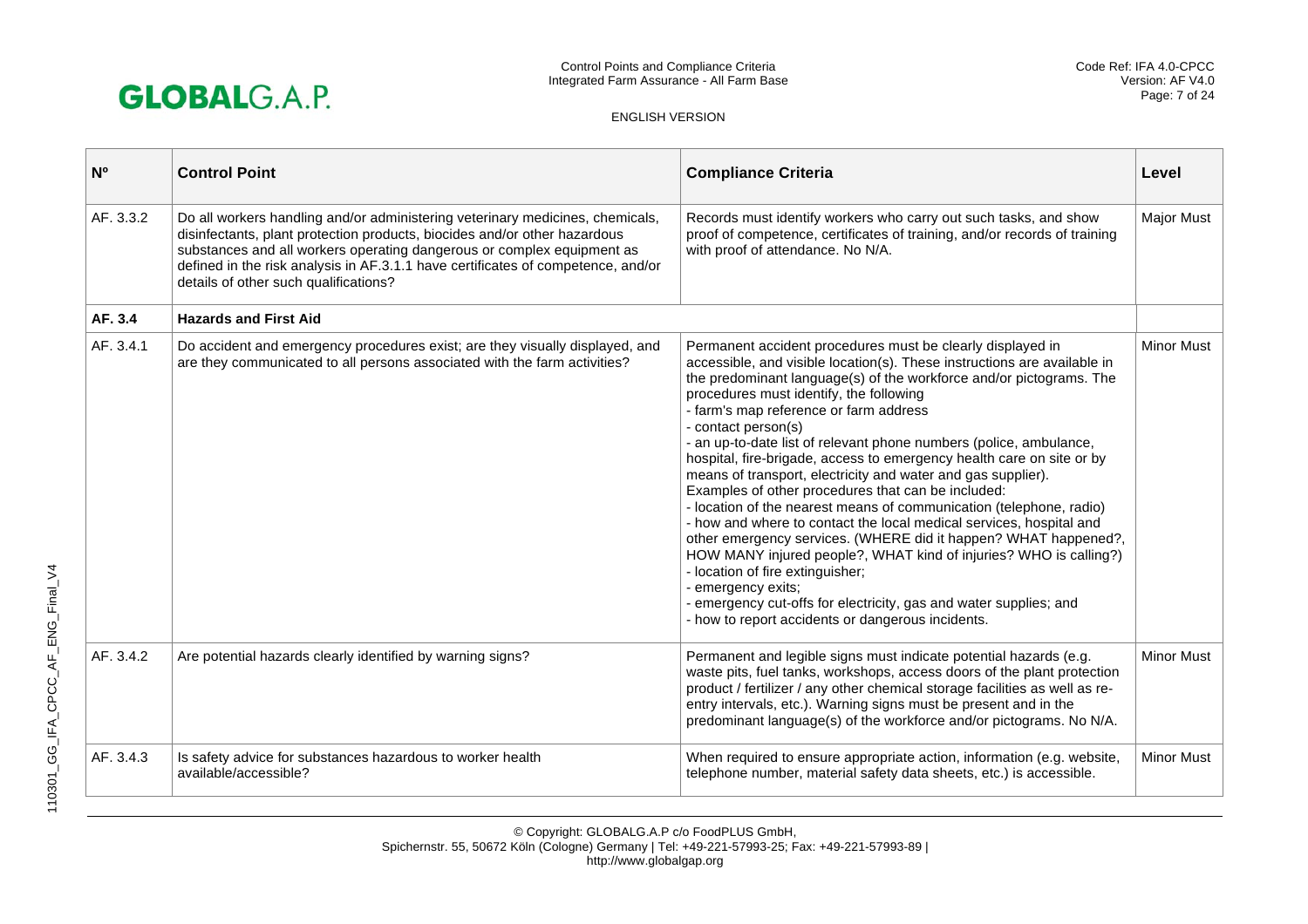| Nº | Control Point | Compliance Criteria | Level |
|---|---|---|---|
| AF. 3.3.2 | Do all workers handling and/or administering veterinary medicines, chemicals, disinfectants, plant protection products, biocides and/or other hazardous substances and all workers operating dangerous or complex equipment as defined in the risk analysis in AF.3.1.1 have certificates of competence, and/or details of other such qualifications? | Records must identify workers who carry out such tasks, and show proof of competence, certificates of training, and/or records of training with proof of attendance. No N/A. | Major Must |
| **AF. 3.4** | **Hazards and First Aid** | | |
| AF. 3.4.1 | Do accident and emergency procedures exist; are they visually displayed, and are they communicated to all persons associated with the farm activities? | Permanent accident procedures must be clearly displayed in accessible, and visible location(s). These instructions are available in the predominant language(s) of the workforce and/or pictograms. The procedures must identify, the following<br>- farm's map reference or farm address<br>- contact person(s)<br>- an up-to-date list of relevant phone numbers (police, ambulance, hospital, fire-brigade, access to emergency health care on site or by means of transport, electricity and water and gas supplier).<br>Examples of other procedures that can be included:<br>- location of the nearest means of communication (telephone, radio)<br>- how and where to contact the local medical services, hospital and other emergency services. (WHERE did it happen? WHAT happened?, HOW MANY injured people?, WHAT kind of injuries? WHO is calling?)<br>- location of fire extinguisher;<br>- emergency exits;<br>- emergency cut-offs for electricity, gas and water supplies; and<br>- how to report accidents or dangerous incidents. | Minor Must |
| AF. 3.4.2 | Are potential hazards clearly identified by warning signs? | Permanent and legible signs must indicate potential hazards (e.g. waste pits, fuel tanks, workshops, access doors of the plant protection product / fertilizer / any other chemical storage facilities as well as re-entry intervals, etc.). Warning signs must be present and in the predominant language(s) of the workforce and/or pictograms. No N/A. | Minor Must |
| AF. 3.4.3 | Is safety advice for substances hazardous to worker health available/accessible? | When required to ensure appropriate action, information (e.g. website, telephone number, material safety data sheets, etc.) is accessible. | Minor Must |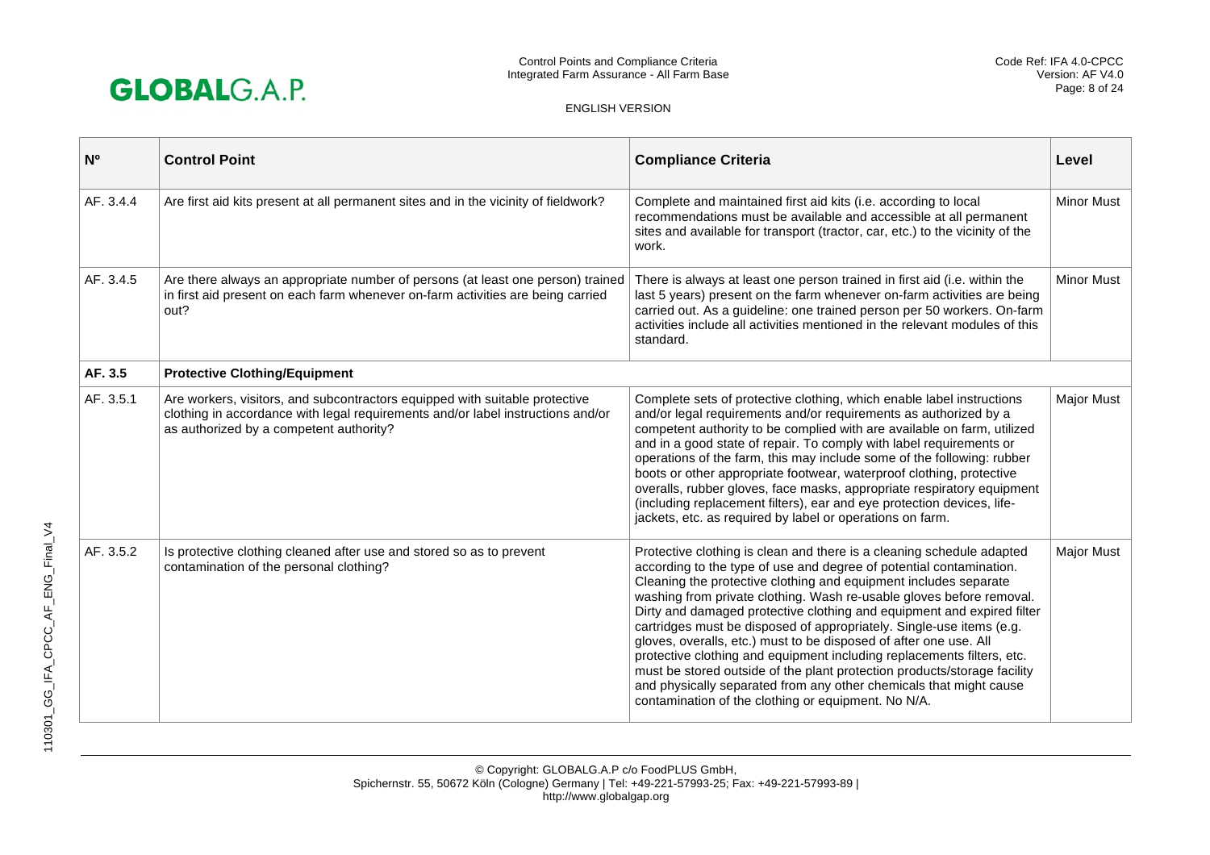| Nº | Control Point | Compliance Criteria | Level |
|---|---|---|---|
| AF. 3.4.4 | Are first aid kits present at all permanent sites and in the vicinity of fieldwork? | Complete and maintained first aid kits (i.e. according to local recommendations must be available and accessible at all permanent sites and available for transport (tractor, car, etc.) to the vicinity of the work. | Minor Must |
| AF. 3.4.5 | Are there always an appropriate number of persons (at least one person) trained in first aid present on each farm whenever on-farm activities are being carried out? | There is always at least one person trained in first aid (i.e. within the last 5 years) present on the farm whenever on-farm activities are being carried out. As a guideline: one trained person per 50 workers. On-farm activities include all activities mentioned in the relevant modules of this standard. | Minor Must |
| **AF. 3.5** | **Protective Clothing/Equipment** | | |
| AF. 3.5.1 | Are workers, visitors, and subcontractors equipped with suitable protective clothing in accordance with legal requirements and/or label instructions and/or as authorized by a competent authority? | Complete sets of protective clothing, which enable label instructions and/or legal requirements and/or requirements as authorized by a competent authority to be complied with are available on farm, utilized and in a good state of repair. To comply with label requirements or operations of the farm, this may include some of the following: rubber boots or other appropriate footwear, waterproof clothing, protective overalls, rubber gloves, face masks, appropriate respiratory equipment (including replacement filters), ear and eye protection devices, life-jackets, etc. as required by label or operations on farm. | Major Must |
| AF. 3.5.2 | Is protective clothing cleaned after use and stored so as to prevent contamination of the personal clothing? | Protective clothing is clean and there is a cleaning schedule adapted according to the type of use and degree of potential contamination. Cleaning the protective clothing and equipment includes separate washing from private clothing. Wash re-usable gloves before removal. Dirty and damaged protective clothing and equipment and expired filter cartridges must be disposed of appropriately. Single-use items (e.g. gloves, overalls, etc.) must to be disposed of after one use. All protective clothing and equipment including replacements filters, etc. must be stored outside of the plant protection products/storage facility and physically separated from any other chemicals that might cause contamination of the clothing or equipment. No N/A. | Major Must |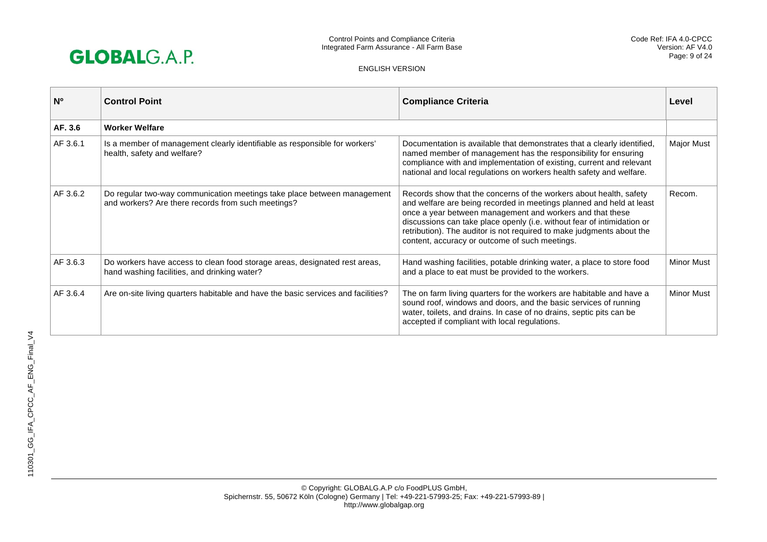| Nº | Control Point | Compliance Criteria | Level |
|---|---|---|---|
| **AF. 3.6** | **Worker Welfare** | | |
| AF 3.6.1 | Is a member of management clearly identifiable as responsible for workers' health, safety and welfare? | Documentation is available that demonstrates that a clearly identified, named member of management has the responsibility for ensuring compliance with and implementation of existing, current and relevant national and local regulations on workers health safety and welfare. | Major Must |
| AF 3.6.2 | Do regular two-way communication meetings take place between management and workers? Are there records from such meetings? | Records show that the concerns of the workers about health, safety and welfare are being recorded in meetings planned and held at least once a year between management and workers and that these discussions can take place openly (i.e. without fear of intimidation or retribution). The auditor is not required to make judgments about the content, accuracy or outcome of such meetings. | Recom. |
| AF 3.6.3 | Do workers have access to clean food storage areas, designated rest areas, hand washing facilities, and drinking water? | Hand washing facilities, potable drinking water, a place to store food and a place to eat must be provided to the workers. | Minor Must |
| AF 3.6.4 | Are on-site living quarters habitable and have the basic services and facilities? | The on farm living quarters for the workers are habitable and have a sound roof, windows and doors, and the basic services of running water, toilets, and drains. In case of no drains, septic pits can be accepted if compliant with local regulations. | Minor Must |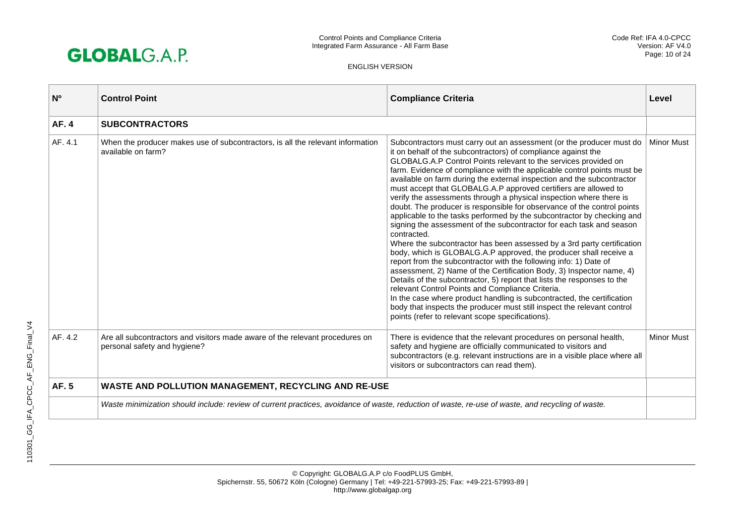| Nº | Control Point | Compliance Criteria | Level |
|---|---|---|---|
| **AF. 4** | **SUBCONTRACTORS** | | |
| AF. 4.1 | When the producer makes use of subcontractors, is all the relevant information available on farm? | Subcontractors must carry out an assessment (or the producer must do it on behalf of the subcontractors) of compliance against the GLOBALG.A.P Control Points relevant to the services provided on farm. Evidence of compliance with the applicable control points must be available on farm during the external inspection and the subcontractor must accept that GLOBALG.A.P approved certifiers are allowed to verify the assessments through a physical inspection where there is doubt. The producer is responsible for observance of the control points applicable to the tasks performed by the subcontractor by checking and signing the assessment of the subcontractor for each task and season contracted.<br>Where the subcontractor has been assessed by a 3rd party certification body, which is GLOBALG.A.P approved, the producer shall receive a report from the subcontractor with the following info: 1) Date of assessment, 2) Name of the Certification Body, 3) Inspector name, 4) Details of the subcontractor, 5) report that lists the responses to the relevant Control Points and Compliance Criteria.<br>In the case where product handling is subcontracted, the certification body that inspects the producer must still inspect the relevant control points (refer to relevant scope specifications). | Minor Must |
| AF. 4.2 | Are all subcontractors and visitors made aware of the relevant procedures on personal safety and hygiene? | There is evidence that the relevant procedures on personal health, safety and hygiene are officially communicated to visitors and subcontractors (e.g. relevant instructions are in a visible place where all visitors or subcontractors can read them). | Minor Must |
| **AF. 5** | **WASTE AND POLLUTION MANAGEMENT, RECYCLING AND RE-USE** | | |
| | *Waste minimization should include: review of current practices, avoidance of waste, reduction of waste, re-use of waste, and recycling of waste.* | | |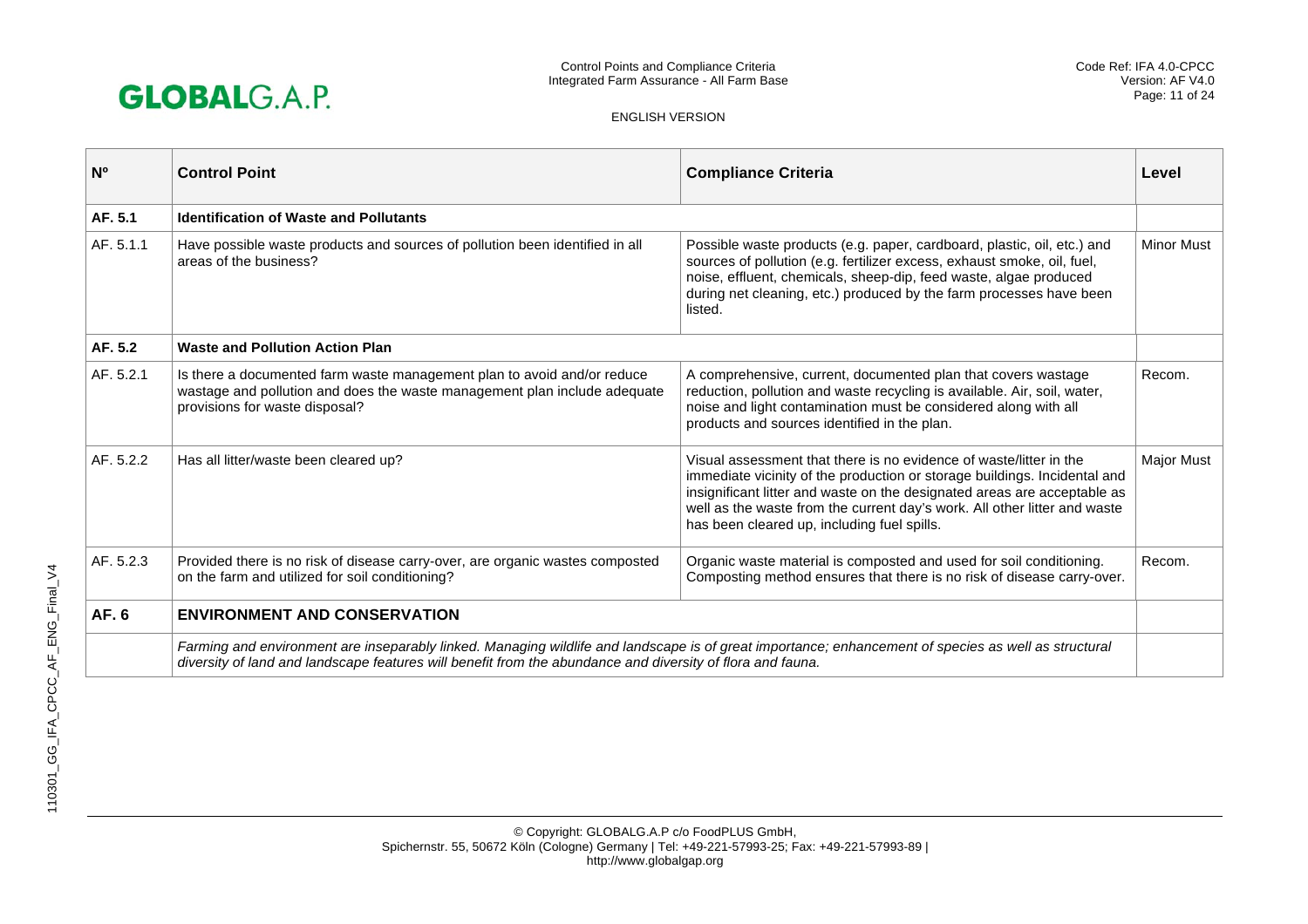| Nº | Control Point | Compliance Criteria | Level |
|---|---|---|---|
| **AF. 5.1** | **Identification of Waste and Pollutants** | | |
| AF. 5.1.1 | Have possible waste products and sources of pollution been identified in all areas of the business? | Possible waste products (e.g. paper, cardboard, plastic, oil, etc.) and sources of pollution (e.g. fertilizer excess, exhaust smoke, oil, fuel, noise, effluent, chemicals, sheep-dip, feed waste, algae produced during net cleaning, etc.) produced by the farm processes have been listed. | Minor Must |
| **AF. 5.2** | **Waste and Pollution Action Plan** | | |
| AF. 5.2.1 | Is there a documented farm waste management plan to avoid and/or reduce wastage and pollution and does the waste management plan include adequate provisions for waste disposal? | A comprehensive, current, documented plan that covers wastage reduction, pollution and waste recycling is available. Air, soil, water, noise and light contamination must be considered along with all products and sources identified in the plan. | Recom. |
| AF. 5.2.2 | Has all litter/waste been cleared up? | Visual assessment that there is no evidence of waste/litter in the immediate vicinity of the production or storage buildings. Incidental and insignificant litter and waste on the designated areas are acceptable as well as the waste from the current day's work. All other litter and waste has been cleared up, including fuel spills. | Major Must |
| AF. 5.2.3 | Provided there is no risk of disease carry-over, are organic wastes composted on the farm and utilized for soil conditioning? | Organic waste material is composted and used for soil conditioning. Composting method ensures that there is no risk of disease carry-over. | Recom. |
| **AF. 6** | **ENVIRONMENT AND CONSERVATION** | | |
| | *Farming and environment are inseparably linked. Managing wildlife and landscape is of great importance; enhancement of species as well as structural diversity of land and landscape features will benefit from the abundance and diversity of flora and fauna.* | | |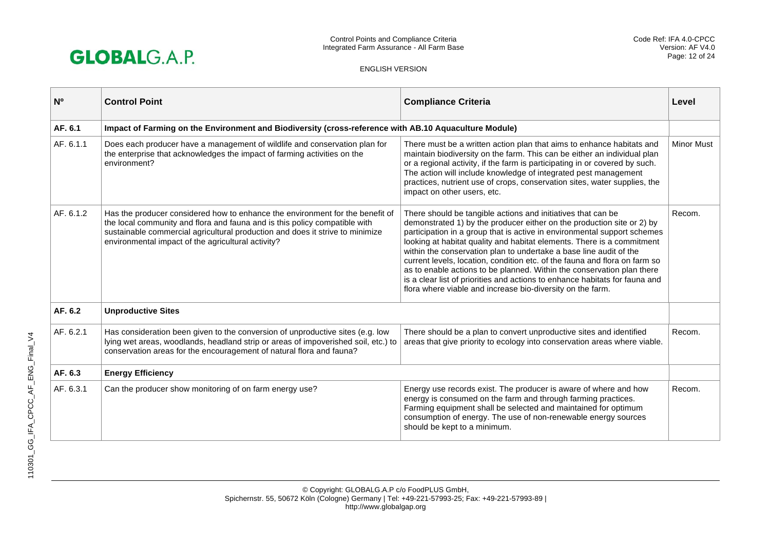| Nº | Control Point | Compliance Criteria | Level |
|---|---|---|---|
| **AF. 6.1** | **Impact of Farming on the Environment and Biodiversity (cross-reference with AB.10 Aquaculture Module)** | | |
| AF. 6.1.1 | Does each producer have a management of wildlife and conservation plan for the enterprise that acknowledges the impact of farming activities on the environment? | There must be a written action plan that aims to enhance habitats and maintain biodiversity on the farm. This can be either an individual plan or a regional activity, if the farm is participating in or covered by such. The action will include knowledge of integrated pest management practices, nutrient use of crops, conservation sites, water supplies, the impact on other users, etc. | Minor Must |
| AF. 6.1.2 | Has the producer considered how to enhance the environment for the benefit of the local community and flora and fauna and is this policy compatible with sustainable commercial agricultural production and does it strive to minimize environmental impact of the agricultural activity? | There should be tangible actions and initiatives that can be demonstrated 1) by the producer either on the production site or 2) by participation in a group that is active in environmental support schemes looking at habitat quality and habitat elements. There is a commitment within the conservation plan to undertake a base line audit of the current levels, location, condition etc. of the fauna and flora on farm so as to enable actions to be planned. Within the conservation plan there is a clear list of priorities and actions to enhance habitats for fauna and flora where viable and increase bio-diversity on the farm. | Recom. |
| **AF. 6.2** | **Unproductive Sites** | | |
| AF. 6.2.1 | Has consideration been given to the conversion of unproductive sites (e.g. low lying wet areas, woodlands, headland strip or areas of impoverished soil, etc.) to conservation areas for the encouragement of natural flora and fauna? | There should be a plan to convert unproductive sites and identified areas that give priority to ecology into conservation areas where viable. | Recom. |
| **AF. 6.3** | **Energy Efficiency** | | |
| AF. 6.3.1 | Can the producer show monitoring of on farm energy use? | Energy use records exist. The producer is aware of where and how energy is consumed on the farm and through farming practices. Farming equipment shall be selected and maintained for optimum consumption of energy. The use of non-renewable energy sources should be kept to a minimum. | Recom. |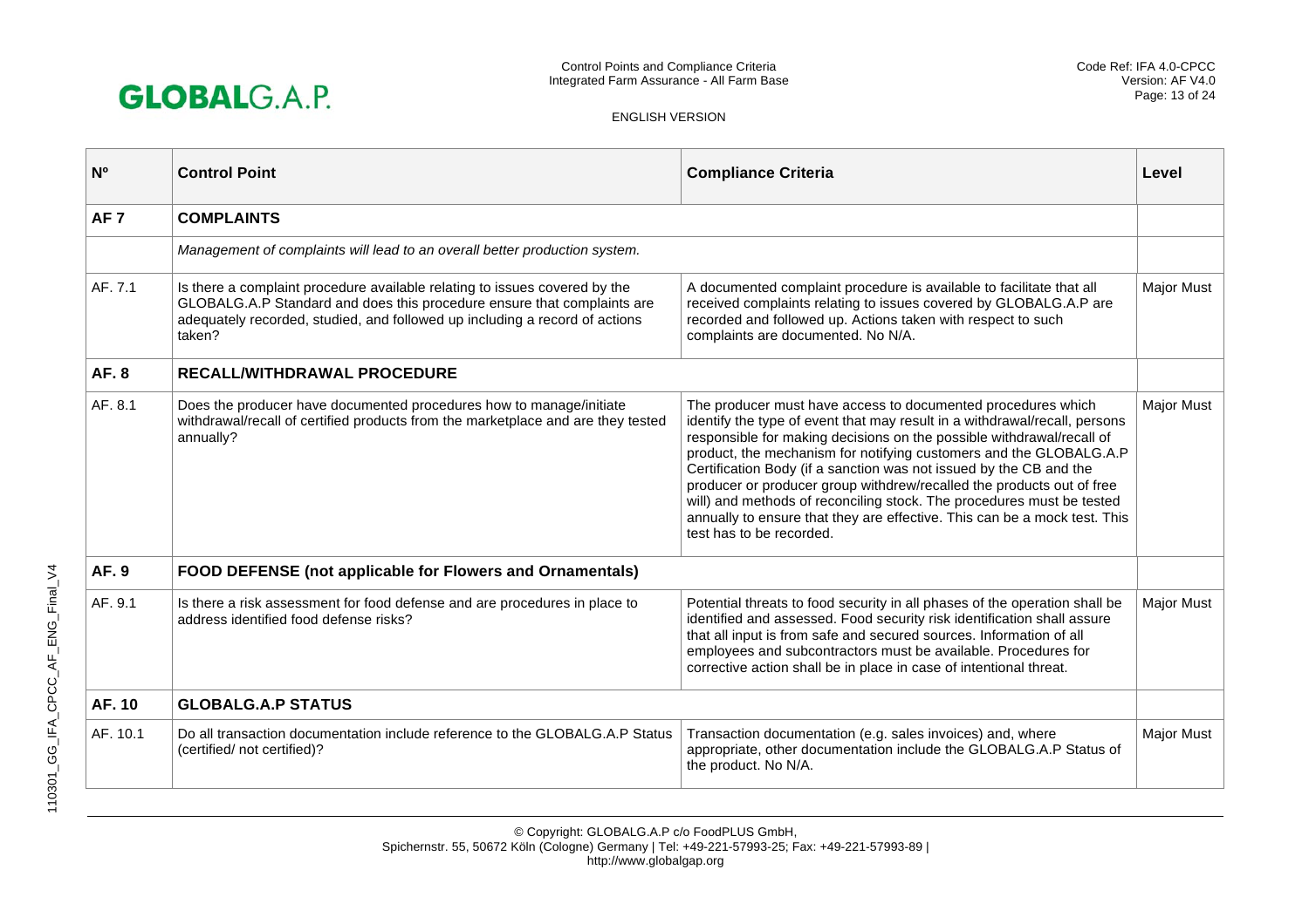| Nº | Control Point | Compliance Criteria | Level |
|---|---|---|---|
| **AF 7** | **COMPLAINTS** | | |
| | *Management of complaints will lead to an overall better production system.* | | |
| AF. 7.1 | Is there a complaint procedure available relating to issues covered by the GLOBALG.A.P Standard and does this procedure ensure that complaints are adequately recorded, studied, and followed up including a record of actions taken? | A documented complaint procedure is available to facilitate that all received complaints relating to issues covered by GLOBALG.A.P are recorded and followed up. Actions taken with respect to such complaints are documented. No N/A. | Major Must |
| **AF. 8** | **RECALL/WITHDRAWAL PROCEDURE** | | |
| AF. 8.1 | Does the producer have documented procedures how to manage/initiate withdrawal/recall of certified products from the marketplace and are they tested annually? | The producer must have access to documented procedures which identify the type of event that may result in a withdrawal/recall, persons responsible for making decisions on the possible withdrawal/recall of product, the mechanism for notifying customers and the GLOBALG.A.P Certification Body (if a sanction was not issued by the CB and the producer or producer group withdrew/recalled the products out of free will) and methods of reconciling stock. The procedures must be tested annually to ensure that they are effective. This can be a mock test. This test has to be recorded. | Major Must |
| **AF. 9** | **FOOD DEFENSE (not applicable for Flowers and Ornamentals)** | | |
| AF. 9.1 | Is there a risk assessment for food defense and are procedures in place to address identified food defense risks? | Potential threats to food security in all phases of the operation shall be identified and assessed. Food security risk identification shall assure that all input is from safe and secured sources. Information of all employees and subcontractors must be available. Procedures for corrective action shall be in place in case of intentional threat. | Major Must |
| **AF. 10** | **GLOBALG.A.P STATUS** | | |
| AF. 10.1 | Do all transaction documentation include reference to the GLOBALG.A.P Status (certified/ not certified)? | Transaction documentation (e.g. sales invoices) and, where appropriate, other documentation include the GLOBALG.A.P Status of the product. No N/A. | Major Must |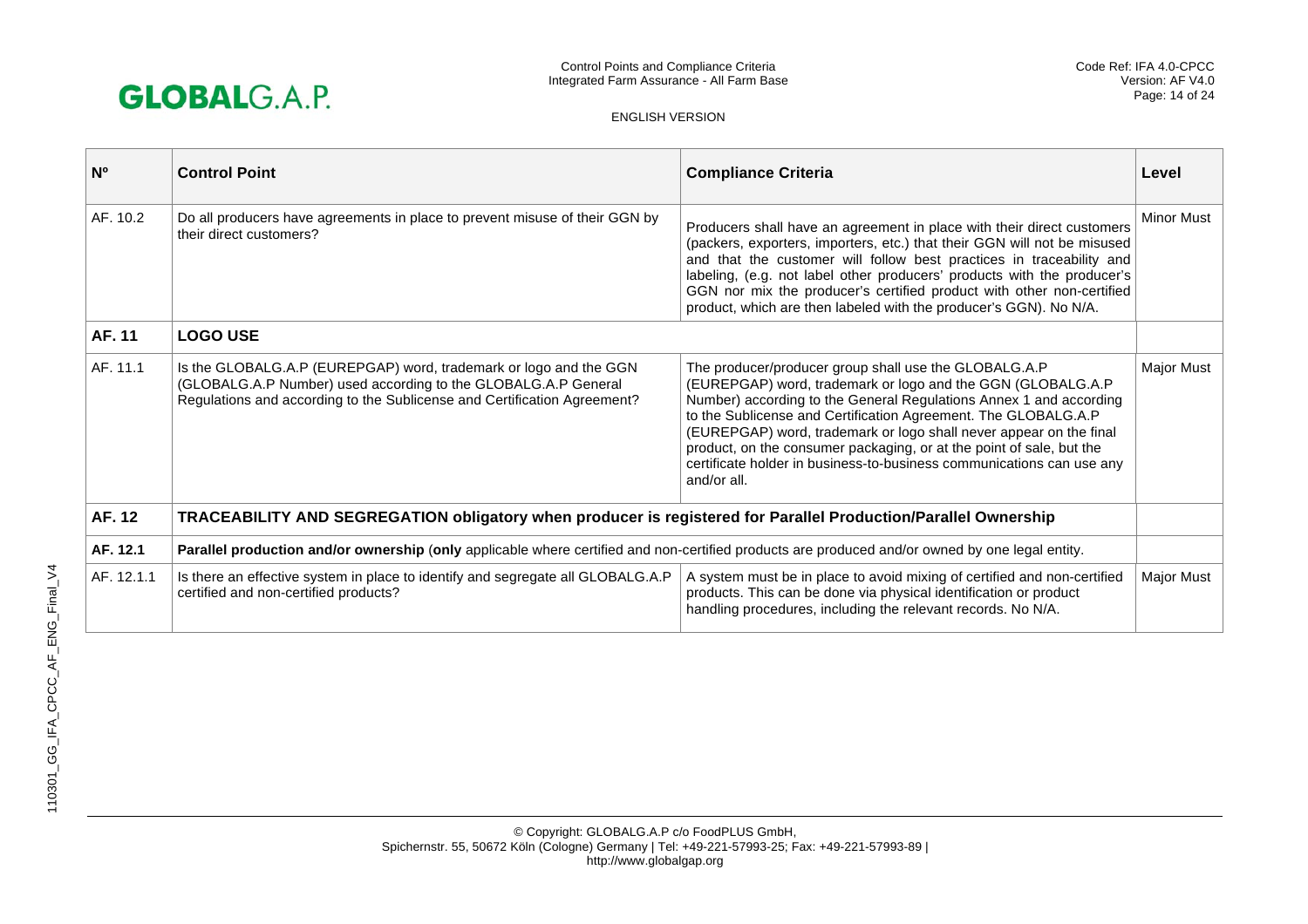| Nº | Control Point | Compliance Criteria | Level |
|---|---|---|---|
| AF. 10.2 | Do all producers have agreements in place to prevent misuse of their GGN by their direct customers? | Producers shall have an agreement in place with their direct customers (packers, exporters, importers, etc.) that their GGN will not be misused and that the customer will follow best practices in traceability and labeling, (e.g. not label other producers' products with the producer's GGN nor mix the producer's certified product with other non-certified product, which are then labeled with the producer's GGN). No N/A. | Minor Must |
| **AF. 11** | **LOGO USE** | | |
| AF. 11.1 | Is the GLOBALG.A.P (EUREPGAP) word, trademark or logo and the GGN (GLOBALG.A.P Number) used according to the GLOBALG.A.P General Regulations and according to the Sublicense and Certification Agreement? | The producer/producer group shall use the GLOBALG.A.P (EUREPGAP) word, trademark or logo and the GGN (GLOBALG.A.P Number) according to the General Regulations Annex 1 and according to the Sublicense and Certification Agreement. The GLOBALG.A.P (EUREPGAP) word, trademark or logo shall never appear on the final product, on the consumer packaging, or at the point of sale, but the certificate holder in business-to-business communications can use any and/or all. | Major Must |
| **AF. 12** | **TRACEABILITY AND SEGREGATION obligatory when producer is registered for Parallel Production/Parallel Ownership** | | |
| **AF. 12.1** | **Parallel production and/or ownership** (**only** applicable where certified and non-certified products are produced and/or owned by one legal entity. | | |
| AF. 12.1.1 | Is there an effective system in place to identify and segregate all GLOBALG.A.P certified and non-certified products? | A system must be in place to avoid mixing of certified and non-certified products. This can be done via physical identification or product handling procedures, including the relevant records. No N/A. | Major Must |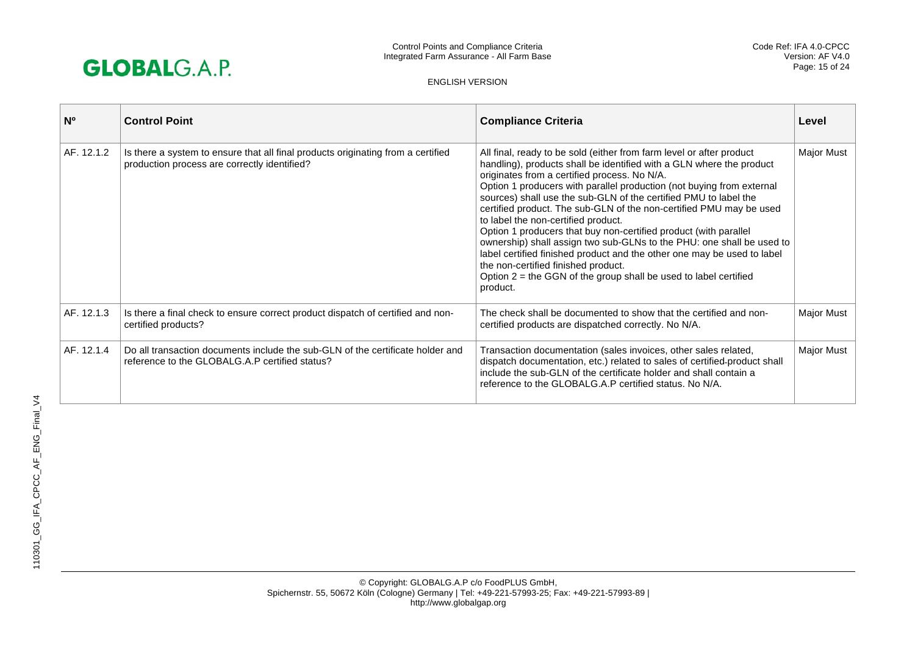| Nº | Control Point | Compliance Criteria | Level |
|---|---|---|---|
| AF. 12.1.2 | Is there a system to ensure that all final products originating from a certified production process are correctly identified? | All final, ready to be sold (either from farm level or after product handling), products shall be identified with a GLN where the product originates from a certified process. No N/A.<br>Option 1 producers with parallel production (not buying from external sources) shall use the sub-GLN of the certified PMU to label the certified product. The sub-GLN of the non-certified PMU may be used to label the non-certified product.<br>Option 1 producers that buy non-certified product (with parallel ownership) shall assign two sub-GLNs to the PHU: one shall be used to label certified finished product and the other one may be used to label the non-certified finished product.<br>Option 2 = the GGN of the group shall be used to label certified product. | Major Must |
| AF. 12.1.3 | Is there a final check to ensure correct product dispatch of certified and non-certified products? | The check shall be documented to show that the certified and non-certified products are dispatched correctly. No N/A. | Major Must |
| AF. 12.1.4 | Do all transaction documents include the sub-GLN of the certificate holder and reference to the GLOBALG.A.P certified status? | Transaction documentation (sales invoices, other sales related, dispatch documentation, etc.) related to sales of certified product shall include the sub-GLN of the certificate holder and shall contain a reference to the GLOBALG.A.P certified status. No N/A. | Major Must |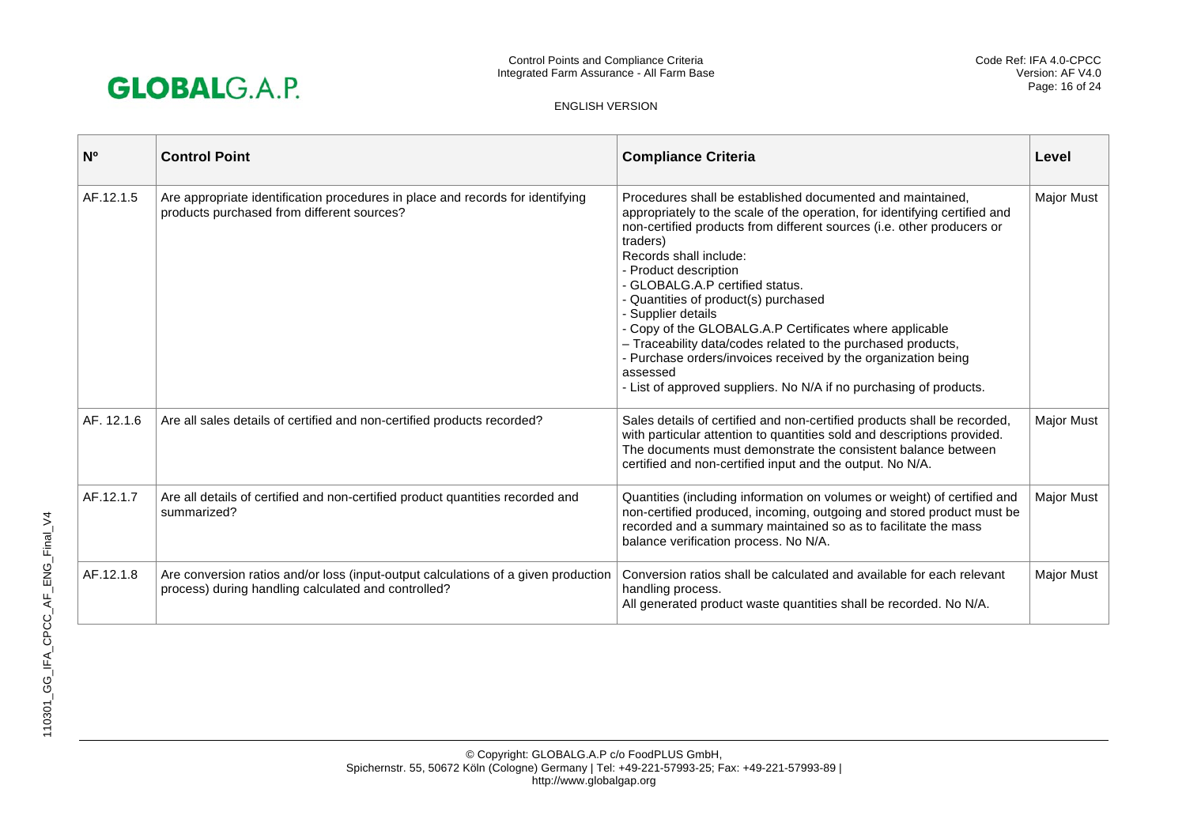| Nº | Control Point | Compliance Criteria | Level |
|---|---|---|---|
| AF.12.1.5 | Are appropriate identification procedures in place and records for identifying products purchased from different sources? | Procedures shall be established documented and maintained, appropriately to the scale of the operation, for identifying certified and non-certified products from different sources (i.e. other producers or traders)<br>Records shall include:<br>- Product description<br>- GLOBALG.A.P certified status.<br>- Quantities of product(s) purchased<br>- Supplier details<br>- Copy of the GLOBALG.A.P Certificates where applicable<br>– Traceability data/codes related to the purchased products,<br>- Purchase orders/invoices received by the organization being assessed<br>- List of approved suppliers. No N/A if no purchasing of products. | Major Must |
| AF. 12.1.6 | Are all sales details of certified and non-certified products recorded? | Sales details of certified and non-certified products shall be recorded, with particular attention to quantities sold and descriptions provided. The documents must demonstrate the consistent balance between certified and non-certified input and the output. No N/A. | Major Must |
| AF.12.1.7 | Are all details of certified and non-certified product quantities recorded and summarized? | Quantities (including information on volumes or weight) of certified and non-certified produced, incoming, outgoing and stored product must be recorded and a summary maintained so as to facilitate the mass balance verification process. No N/A. | Major Must |
| AF.12.1.8 | Are conversion ratios and/or loss (input-output calculations of a given production process) during handling calculated and controlled? | Conversion ratios shall be calculated and available for each relevant handling process.<br>All generated product waste quantities shall be recorded. No N/A. | Major Must |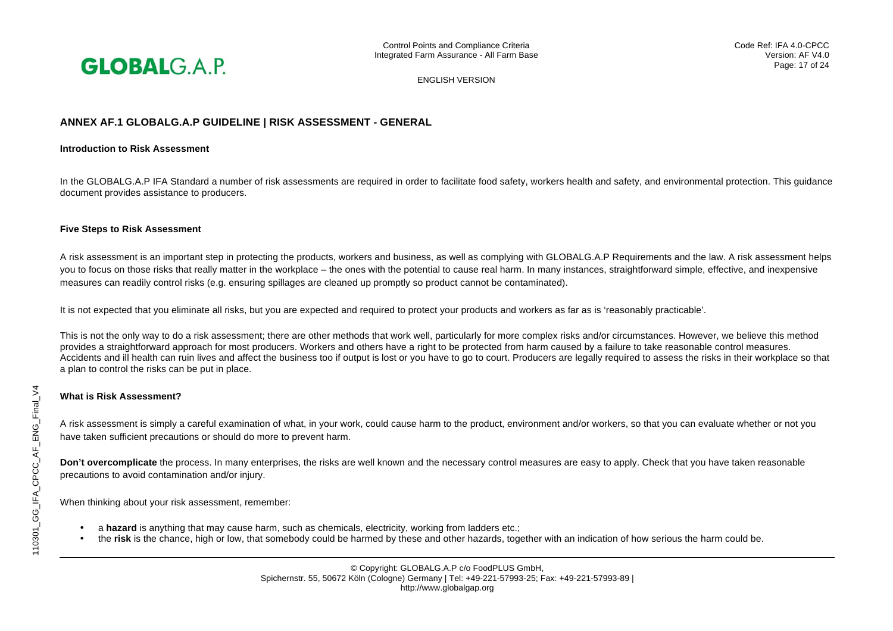## ANNEX AF.1 GLOBALG.A.P GUIDELINE | RISK ASSESSMENT - GENERAL

### Introduction to Risk Assessment

In the GLOBALG.A.P IFA Standard a number of risk assessments are required in order to facilitate food safety, workers health and safety, and environmental protection. This guidance document provides assistance to producers.

### Five Steps to Risk Assessment

A risk assessment is an important step in protecting the products, workers and business, as well as complying with GLOBALG.A.P Requirements and the law. A risk assessment helps you to focus on those risks that really matter in the workplace – the ones with the potential to cause real harm. In many instances, straightforward simple, effective, and inexpensive measures can readily control risks (e.g. ensuring spillages are cleaned up promptly so product cannot be contaminated).

It is not expected that you eliminate all risks, but you are expected and required to protect your products and workers as far as is 'reasonably practicable'.

This is not the only way to do a risk assessment; there are other methods that work well, particularly for more complex risks and/or circumstances. However, we believe this method provides a straightforward approach for most producers. Workers and others have a right to be protected from harm caused by a failure to take reasonable control measures. Accidents and ill health can ruin lives and affect the business too if output is lost or you have to go to court. Producers are legally required to assess the risks in their workplace so that a plan to control the risks can be put in place.

### What is Risk Assessment?

A risk assessment is simply a careful examination of what, in your work, could cause harm to the product, environment and/or workers, so that you can evaluate whether or not you have taken sufficient precautions or should do more to prevent harm.

**Don't overcomplicate** the process. In many enterprises, the risks are well known and the necessary control measures are easy to apply. Check that you have taken reasonable precautions to avoid contamination and/or injury.

When thinking about your risk assessment, remember:

- a **hazard** is anything that may cause harm, such as chemicals, electricity, working from ladders etc.;
- the **risk** is the chance, high or low, that somebody could be harmed by these and other hazards, together with an indication of how serious the harm could be.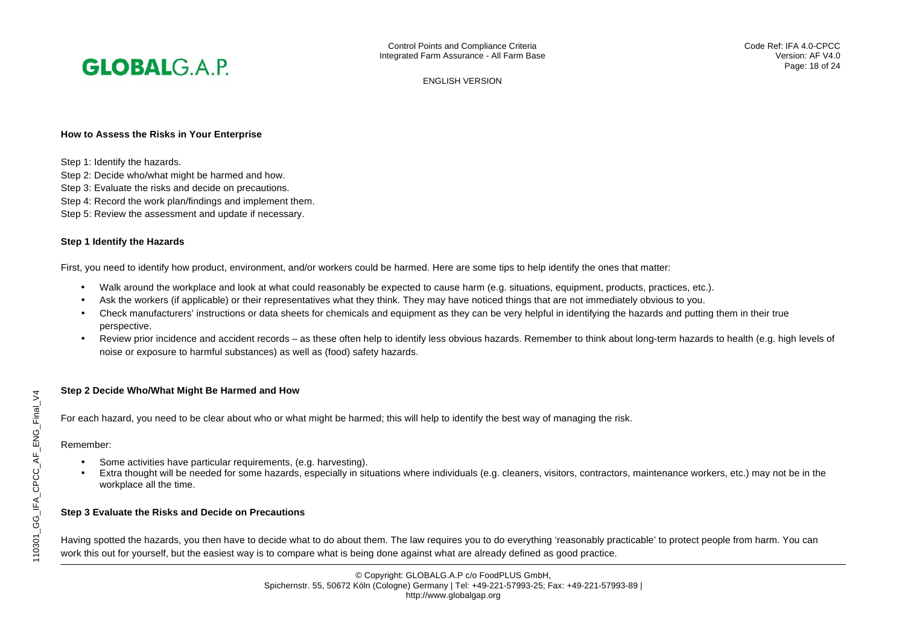**How to Assess the Risks in Your Enterprise**

Step 1: Identify the hazards.
Step 2: Decide who/what might be harmed and how.
Step 3: Evaluate the risks and decide on precautions.
Step 4: Record the work plan/findings and implement them.
Step 5: Review the assessment and update if necessary.

**Step 1 Identify the Hazards**

First, you need to identify how product, environment, and/or workers could be harmed. Here are some tips to help identify the ones that matter:

- Walk around the workplace and look at what could reasonably be expected to cause harm (e.g. situations, equipment, products, practices, etc.).
- Ask the workers (if applicable) or their representatives what they think. They may have noticed things that are not immediately obvious to you.
- Check manufacturers' instructions or data sheets for chemicals and equipment as they can be very helpful in identifying the hazards and putting them in their true perspective.
- Review prior incidence and accident records – as these often help to identify less obvious hazards. Remember to think about long-term hazards to health (e.g. high levels of noise or exposure to harmful substances) as well as (food) safety hazards.

**Step 2 Decide Who/What Might Be Harmed and How**

For each hazard, you need to be clear about who or what might be harmed; this will help to identify the best way of managing the risk.

Remember:

- Some activities have particular requirements, (e.g. harvesting).
- Extra thought will be needed for some hazards, especially in situations where individuals (e.g. cleaners, visitors, contractors, maintenance workers, etc.) may not be in the workplace all the time.

**Step 3 Evaluate the Risks and Decide on Precautions**

Having spotted the hazards, you then have to decide what to do about them. The law requires you to do everything 'reasonably practicable' to protect people from harm. You can work this out for yourself, but the easiest way is to compare what is being done against what are already defined as good practice.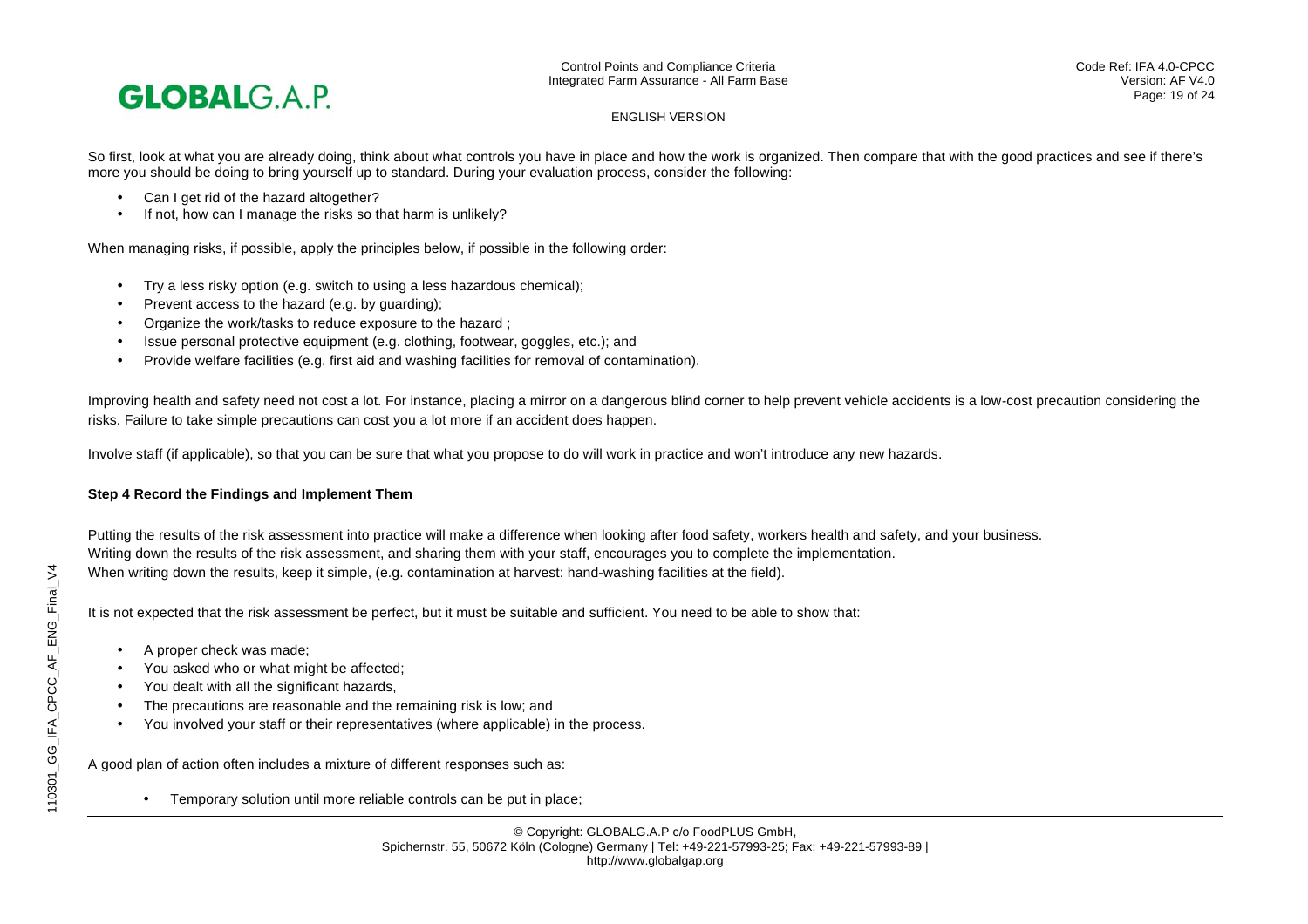So first, look at what you are already doing, think about what controls you have in place and how the work is organized. Then compare that with the good practices and see if there's more you should be doing to bring yourself up to standard. During your evaluation process, consider the following:

- Can I get rid of the hazard altogether?
- If not, how can I manage the risks so that harm is unlikely?

When managing risks, if possible, apply the principles below, if possible in the following order:

- Try a less risky option (e.g. switch to using a less hazardous chemical);
- Prevent access to the hazard (e.g. by guarding);
- Organize the work/tasks to reduce exposure to the hazard ;
- Issue personal protective equipment (e.g. clothing, footwear, goggles, etc.); and
- Provide welfare facilities (e.g. first aid and washing facilities for removal of contamination).

Improving health and safety need not cost a lot. For instance, placing a mirror on a dangerous blind corner to help prevent vehicle accidents is a low-cost precaution considering the risks. Failure to take simple precautions can cost you a lot more if an accident does happen.

Involve staff (if applicable), so that you can be sure that what you propose to do will work in practice and won't introduce any new hazards.

**Step 4 Record the Findings and Implement Them**

Putting the results of the risk assessment into practice will make a difference when looking after food safety, workers health and safety, and your business.
Writing down the results of the risk assessment, and sharing them with your staff, encourages you to complete the implementation.
When writing down the results, keep it simple, (e.g. contamination at harvest: hand-washing facilities at the field).

It is not expected that the risk assessment be perfect, but it must be suitable and sufficient. You need to be able to show that:

- A proper check was made;
- You asked who or what might be affected;
- You dealt with all the significant hazards,
- The precautions are reasonable and the remaining risk is low; and
- You involved your staff or their representatives (where applicable) in the process.

A good plan of action often includes a mixture of different responses such as:

- Temporary solution until more reliable controls can be put in place;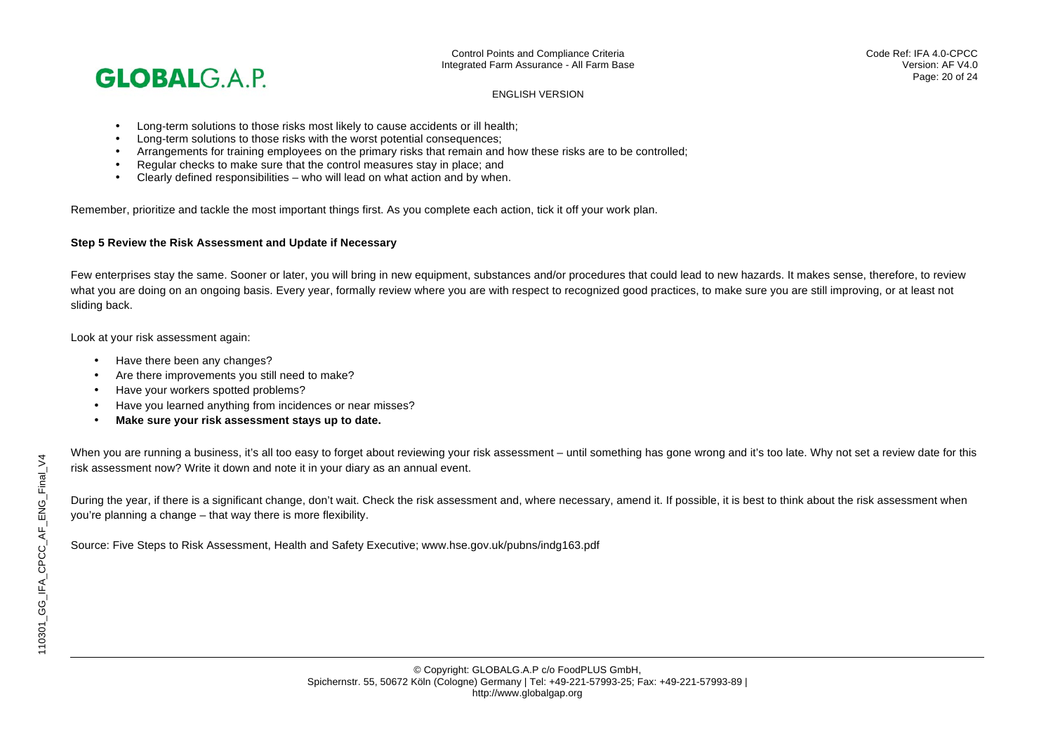- Long-term solutions to those risks most likely to cause accidents or ill health;
- Long-term solutions to those risks with the worst potential consequences;
- Arrangements for training employees on the primary risks that remain and how these risks are to be controlled;
- Regular checks to make sure that the control measures stay in place; and
- Clearly defined responsibilities – who will lead on what action and by when.

Remember, prioritize and tackle the most important things first. As you complete each action, tick it off your work plan.

**Step 5 Review the Risk Assessment and Update if Necessary**

Few enterprises stay the same. Sooner or later, you will bring in new equipment, substances and/or procedures that could lead to new hazards. It makes sense, therefore, to review what you are doing on an ongoing basis. Every year, formally review where you are with respect to recognized good practices, to make sure you are still improving, or at least not sliding back.

Look at your risk assessment again:

- Have there been any changes?
- Are there improvements you still need to make?
- Have your workers spotted problems?
- Have you learned anything from incidences or near misses?
- **Make sure your risk assessment stays up to date.**

When you are running a business, it's all too easy to forget about reviewing your risk assessment – until something has gone wrong and it's too late. Why not set a review date for this risk assessment now? Write it down and note it in your diary as an annual event.

During the year, if there is a significant change, don't wait. Check the risk assessment and, where necessary, amend it. If possible, it is best to think about the risk assessment when you're planning a change – that way there is more flexibility.

Source: Five Steps to Risk Assessment, Health and Safety Executive; www.hse.gov.uk/pubns/indg163.pdf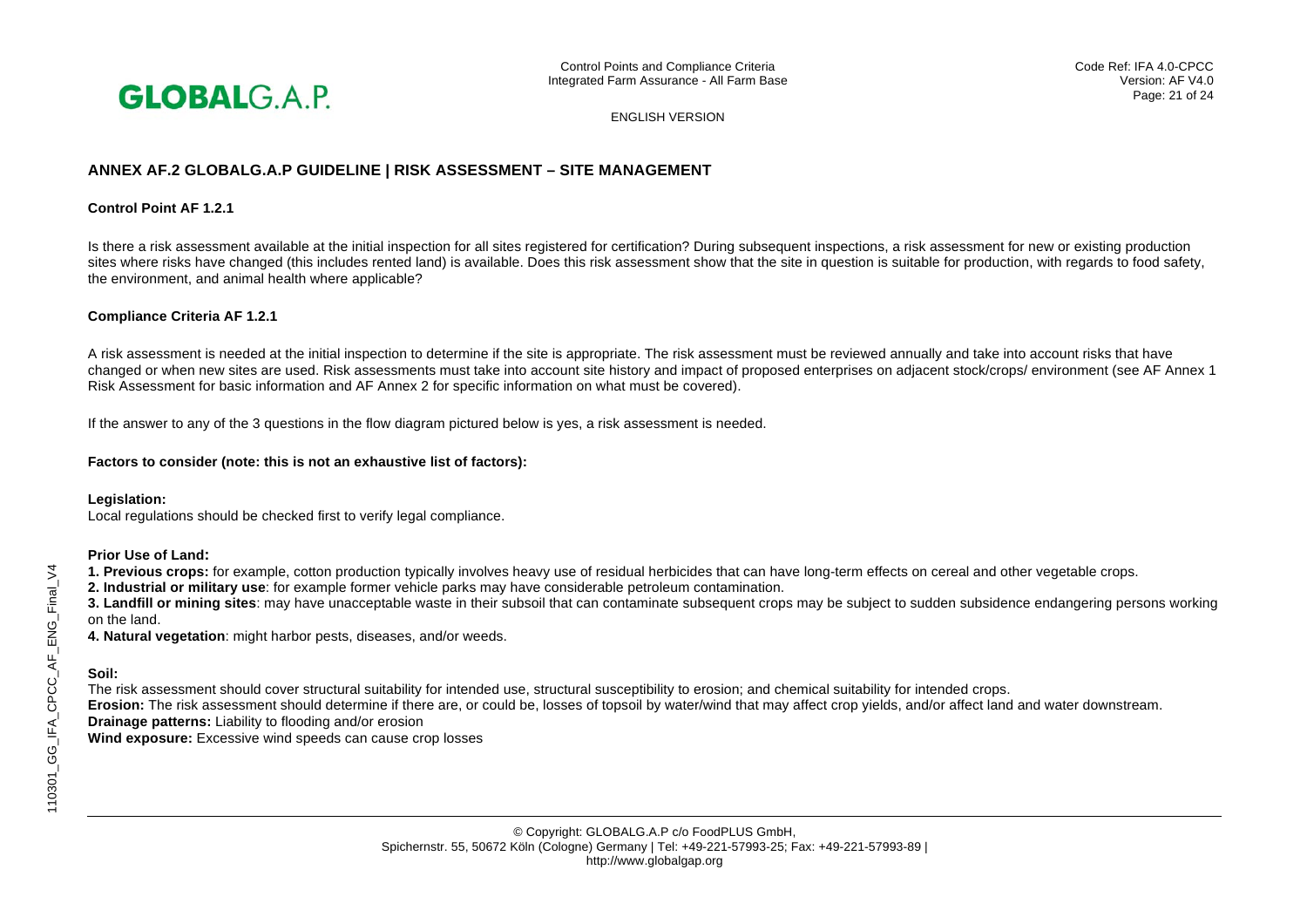## ANNEX AF.2 GLOBALG.A.P GUIDELINE | RISK ASSESSMENT – SITE MANAGEMENT

**Control Point AF 1.2.1**

Is there a risk assessment available at the initial inspection for all sites registered for certification? During subsequent inspections, a risk assessment for new or existing production sites where risks have changed (this includes rented land) is available. Does this risk assessment show that the site in question is suitable for production, with regards to food safety, the environment, and animal health where applicable?

**Compliance Criteria AF 1.2.1**

A risk assessment is needed at the initial inspection to determine if the site is appropriate. The risk assessment must be reviewed annually and take into account risks that have changed or when new sites are used. Risk assessments must take into account site history and impact of proposed enterprises on adjacent stock/crops/ environment (see AF Annex 1 Risk Assessment for basic information and AF Annex 2 for specific information on what must be covered).

If the answer to any of the 3 questions in the flow diagram pictured below is yes, a risk assessment is needed.

**Factors to consider (note: this is not an exhaustive list of factors):**

**Legislation:**
Local regulations should be checked first to verify legal compliance.

**Prior Use of Land:**

**1. Previous crops:** for example, cotton production typically involves heavy use of residual herbicides that can have long-term effects on cereal and other vegetable crops.
**2. Industrial or military use**: for example former vehicle parks may have considerable petroleum contamination.
**3. Landfill or mining sites**: may have unacceptable waste in their subsoil that can contaminate subsequent crops may be subject to sudden subsidence endangering persons working on the land.
**4. Natural vegetation**: might harbor pests, diseases, and/or weeds.

**Soil:**
The risk assessment should cover structural suitability for intended use, structural susceptibility to erosion; and chemical suitability for intended crops.
**Erosion:** The risk assessment should determine if there are, or could be, losses of topsoil by water/wind that may affect crop yields, and/or affect land and water downstream.
**Drainage patterns:** Liability to flooding and/or erosion
**Wind exposure:** Excessive wind speeds can cause crop losses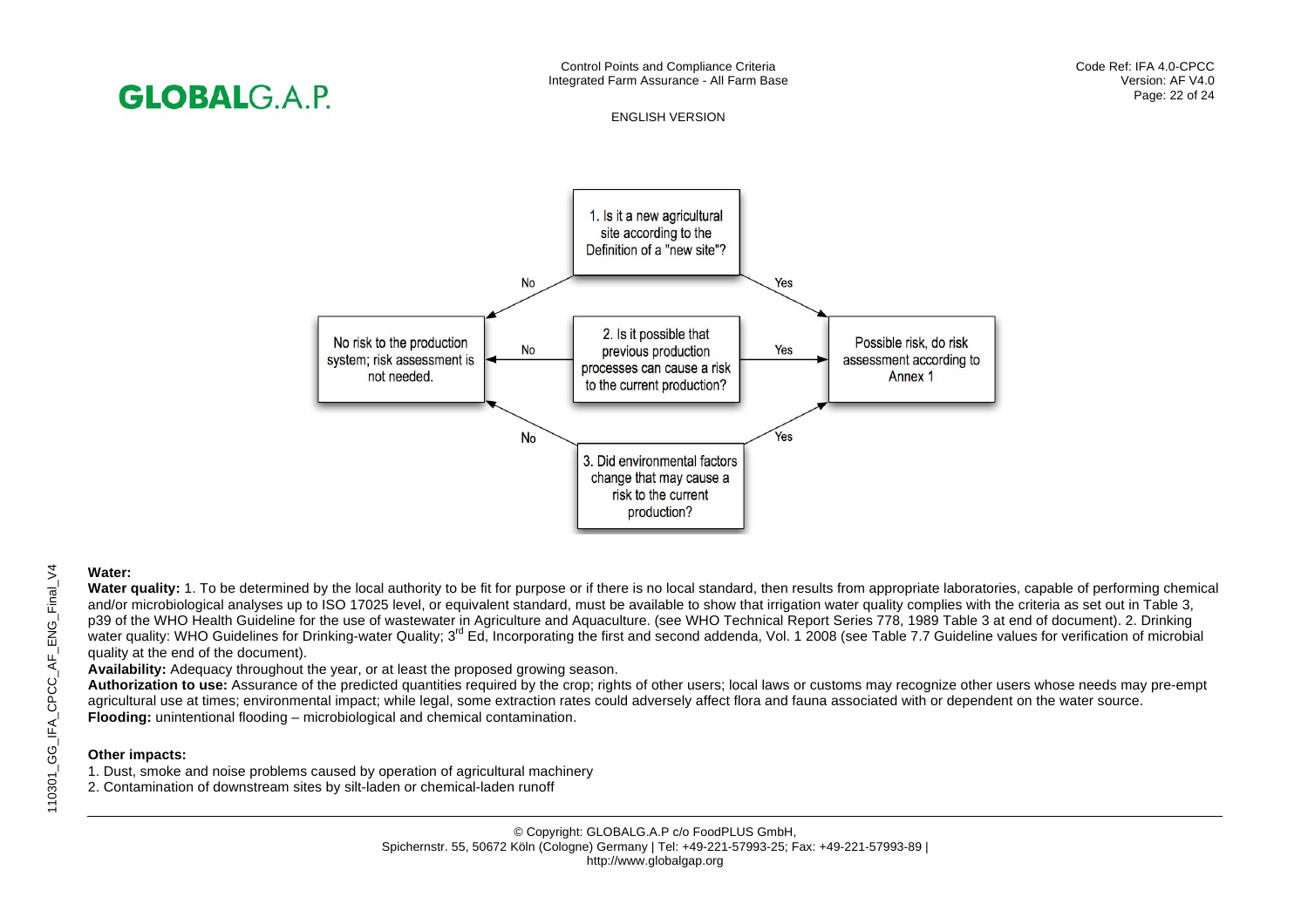1. Is it a new agricultural site according to the Definition of a "new site"?

- No → No risk to the production system; risk assessment is not needed.
- Yes → Possible risk, do risk assessment according to Annex 1

2. Is it possible that previous production processes can cause a risk to the current production?

- No → No risk to the production system; risk assessment is not needed.
- Yes → Possible risk, do risk assessment according to Annex 1

3. Did environmental factors change that may cause a risk to the current production?

- No → No risk to the production system; risk assessment is not needed.
- Yes → Possible risk, do risk assessment according to Annex 1

**Water:**

**Water quality:** 1. To be determined by the local authority to be fit for purpose or if there is no local standard, then results from appropriate laboratories, capable of performing chemical and/or microbiological analyses up to ISO 17025 level, or equivalent standard, must be available to show that irrigation water quality complies with the criteria as set out in Table 3, p39 of the WHO Health Guideline for the use of wastewater in Agriculture and Aquaculture. (see WHO Technical Report Series 778, 1989 Table 3 at end of document). 2. Drinking water quality: WHO Guidelines for Drinking-water Quality; 3rd Ed, Incorporating the first and second addenda, Vol. 1 2008 (see Table 7.7 Guideline values for verification of microbial quality at the end of the document).

**Availability:** Adequacy throughout the year, or at least the proposed growing season.

**Authorization to use:** Assurance of the predicted quantities required by the crop; rights of other users; local laws or customs may recognize other users whose needs may pre-empt agricultural use at times; environmental impact; while legal, some extraction rates could adversely affect flora and fauna associated with or dependent on the water source.

**Flooding:** unintentional flooding – microbiological and chemical contamination.

**Other impacts:**

1. Dust, smoke and noise problems caused by operation of agricultural machinery
2. Contamination of downstream sites by silt-laden or chemical-laden runoff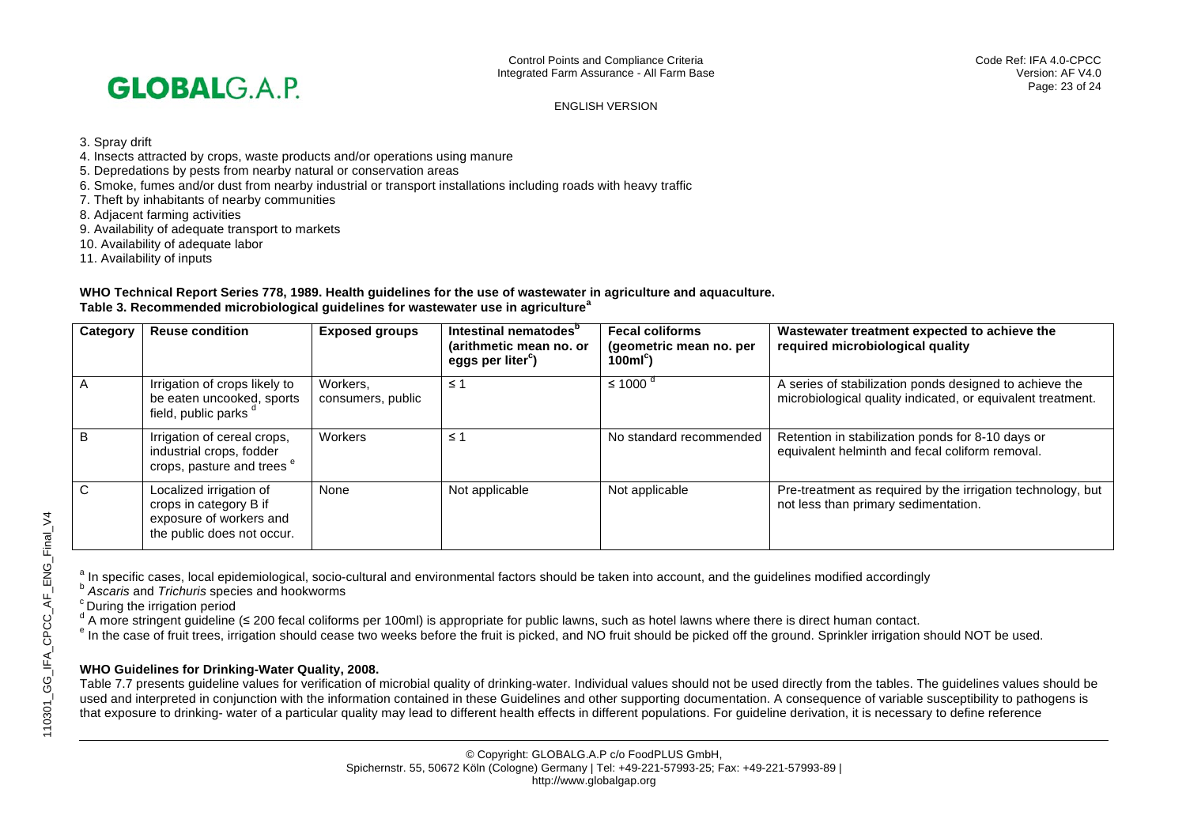3. Spray drift
4. Insects attracted by crops, waste products and/or operations using manure
5. Depredations by pests from nearby natural or conservation areas
6. Smoke, fumes and/or dust from nearby industrial or transport installations including roads with heavy traffic
7. Theft by inhabitants of nearby communities
8. Adjacent farming activities
9. Availability of adequate transport to markets
10. Availability of adequate labor
11. Availability of inputs

**WHO Technical Report Series 778, 1989. Health guidelines for the use of wastewater in agriculture and aquaculture.**
**Table 3. Recommended microbiological guidelines for wastewater use in agriculture[a]**

| Category | Reuse condition | Exposed groups | Intestinal nematodes[b] (arithmetic mean no. or eggs per liter[c]) | Fecal coliforms (geometric mean no. per 100ml[c]) | Wastewater treatment expected to achieve the required microbiological quality |
|---|---|---|---|---|---|
| A | Irrigation of crops likely to be eaten uncooked, sports field, public parks [d] | Workers, consumers, public | ≤ 1 | ≤ 1000 [d] | A series of stabilization ponds designed to achieve the microbiological quality indicated, or equivalent treatment. |
| B | Irrigation of cereal crops, industrial crops, fodder crops, pasture and trees [e] | Workers | ≤ 1 | No standard recommended | Retention in stabilization ponds for 8-10 days or equivalent helminth and fecal coliform removal. |
| C | Localized irrigation of crops in category B if exposure of workers and the public does not occur. | None | Not applicable | Not applicable | Pre-treatment as required by the irrigation technology, but not less than primary sedimentation. |

[a] In specific cases, local epidemiological, socio-cultural and environmental factors should be taken into account, and the guidelines modified accordingly
[b] *Ascaris* and *Trichuris* species and hookworms
[c] During the irrigation period
[d] A more stringent guideline (≤ 200 fecal coliforms per 100ml) is appropriate for public lawns, such as hotel lawns where there is direct human contact.
[e] In the case of fruit trees, irrigation should cease two weeks before the fruit is picked, and NO fruit should be picked off the ground. Sprinkler irrigation should NOT be used.

**WHO Guidelines for Drinking-Water Quality, 2008.**

Table 7.7 presents guideline values for verification of microbial quality of drinking-water. Individual values should not be used directly from the tables. The guidelines values should be used and interpreted in conjunction with the information contained in these Guidelines and other supporting documentation. A consequence of variable susceptibility to pathogens is that exposure to drinking- water of a particular quality may lead to different health effects in different populations. For guideline derivation, it is necessary to define reference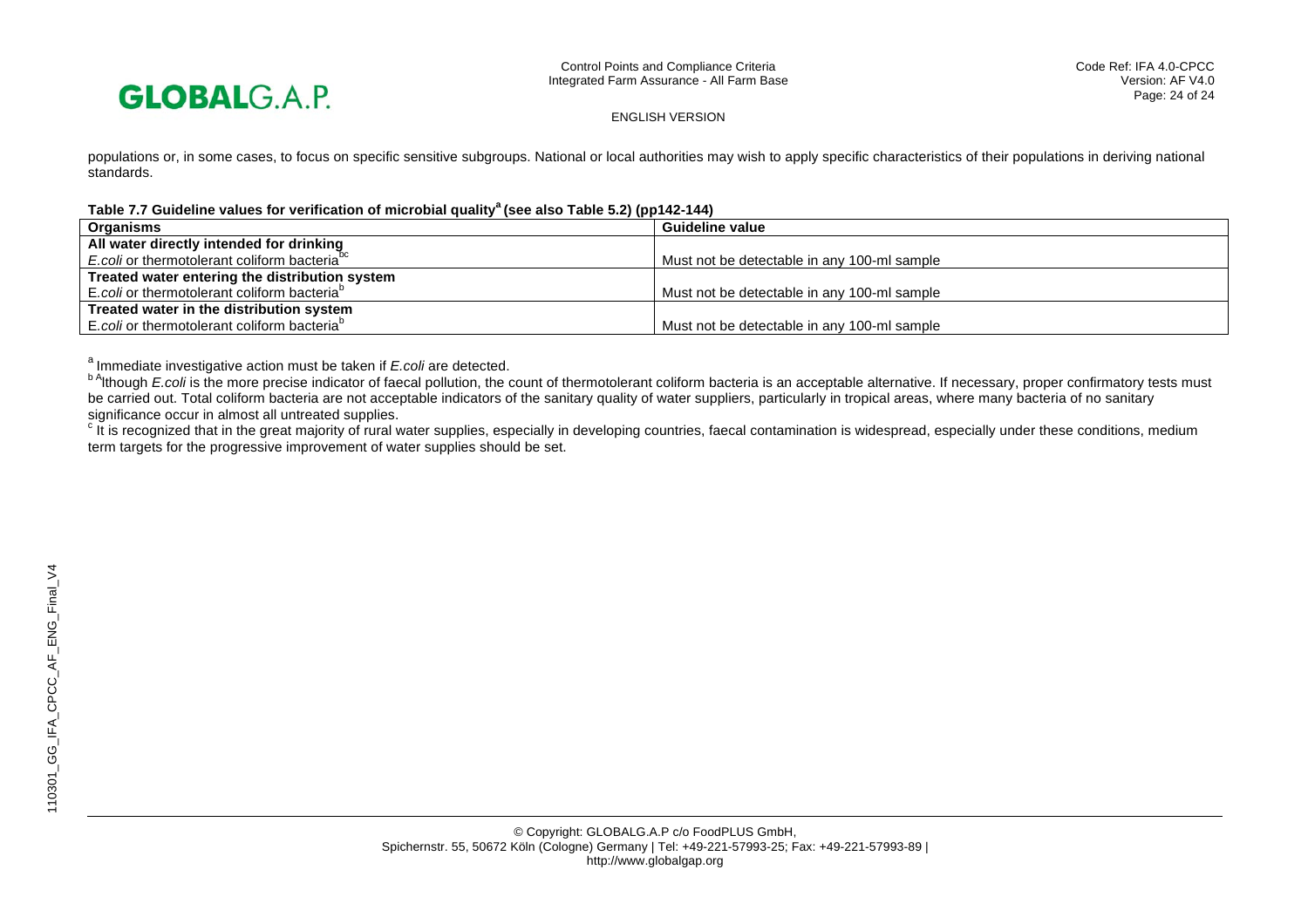populations or, in some cases, to focus on specific sensitive subgroups. National or local authorities may wish to apply specific characteristics of their populations in deriving national standards.

**Table 7.7 Guideline values for verification of microbial quality[a] (see also Table 5.2) (pp142-144)**

| Organisms | Guideline value |
|---|---|
| **All water directly intended for drinking** | |
| *E.coli* or thermotolerant coliform bacteria[bc] | Must not be detectable in any 100-ml sample |
| **Treated water entering the distribution system** | |
| E.*coli* or thermotolerant coliform bacteria[b] | Must not be detectable in any 100-ml sample |
| **Treated water in the distribution system** | |
| E.*coli* or thermotolerant coliform bacteria[b] | Must not be detectable in any 100-ml sample |

[a] Immediate investigative action must be taken if *E.coli* are detected.

[b] Although *E.coli* is the more precise indicator of faecal pollution, the count of thermotolerant coliform bacteria is an acceptable alternative. If necessary, proper confirmatory tests must be carried out. Total coliform bacteria are not acceptable indicators of the sanitary quality of water suppliers, particularly in tropical areas, where many bacteria of no sanitary significance occur in almost all untreated supplies.

[c] It is recognized that in the great majority of rural water supplies, especially in developing countries, faecal contamination is widespread, especially under these conditions, medium term targets for the progressive improvement of water supplies should be set.